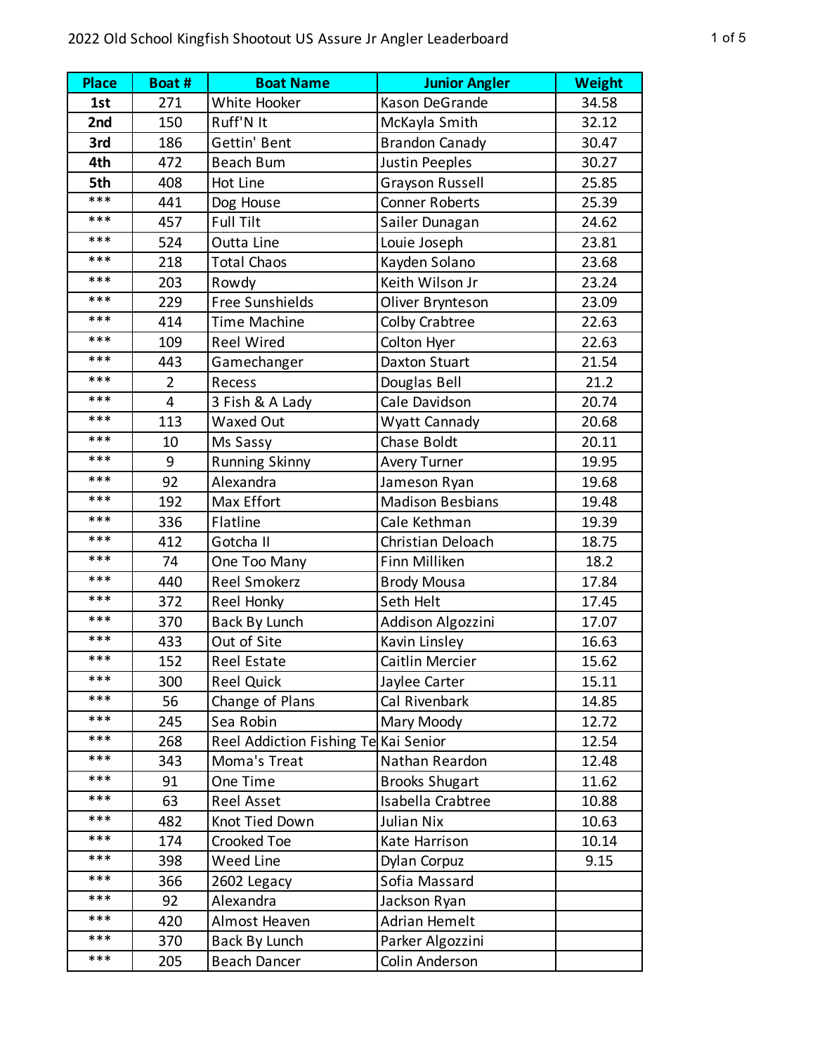# 2022 Old School Kingfish Shootout US Assure Jr Angler Leaderboard

| Place | Boat # | Boat Name | Junior Angler | Weight |
|---|---|---|---|---|
| **1st** | 271 | White Hooker | Kason DeGrande | 34.58 |
| **2nd** | 150 | Ruff'N It | McKayla Smith | 32.12 |
| **3rd** | 186 | Gettin' Bent | Brandon Canady | 30.47 |
| **4th** | 472 | Beach Bum | Justin Peeples | 30.27 |
| **5th** | 408 | Hot Line | Grayson Russell | 25.85 |
| *** | 441 | Dog House | Conner Roberts | 25.39 |
| *** | 457 | Full Tilt | Sailer Dunagan | 24.62 |
| *** | 524 | Outta Line | Louie Joseph | 23.81 |
| *** | 218 | Total Chaos | Kayden Solano | 23.68 |
| *** | 203 | Rowdy | Keith Wilson Jr | 23.24 |
| *** | 229 | Free Sunshields | Oliver Brynteson | 23.09 |
| *** | 414 | Time Machine | Colby Crabtree | 22.63 |
| *** | 109 | Reel Wired | Colton Hyer | 22.63 |
| *** | 443 | Gamechanger | Daxton Stuart | 21.54 |
| *** | 2 | Recess | Douglas Bell | 21.2 |
| *** | 4 | 3 Fish & A Lady | Cale Davidson | 20.74 |
| *** | 113 | Waxed Out | Wyatt Cannady | 20.68 |
| *** | 10 | Ms Sassy | Chase Boldt | 20.11 |
| *** | 9 | Running Skinny | Avery Turner | 19.95 |
| *** | 92 | Alexandra | Jameson Ryan | 19.68 |
| *** | 192 | Max Effort | Madison Besbians | 19.48 |
| *** | 336 | Flatline | Cale Kethman | 19.39 |
| *** | 412 | Gotcha II | Christian Deloach | 18.75 |
| *** | 74 | One Too Many | Finn Milliken | 18.2 |
| *** | 440 | Reel Smokerz | Brody Mousa | 17.84 |
| *** | 372 | Reel Honky | Seth Helt | 17.45 |
| *** | 370 | Back By Lunch | Addison Algozzini | 17.07 |
| *** | 433 | Out of Site | Kavin Linsley | 16.63 |
| *** | 152 | Reel Estate | Caitlin Mercier | 15.62 |
| *** | 300 | Reel Quick | Jaylee Carter | 15.11 |
| *** | 56 | Change of Plans | Cal Rivenbark | 14.85 |
| *** | 245 | Sea Robin | Mary Moody | 12.72 |
| *** | 268 | Reel Addiction Fishing Te | Kai Senior | 12.54 |
| *** | 343 | Moma's Treat | Nathan Reardon | 12.48 |
| *** | 91 | One Time | Brooks Shugart | 11.62 |
| *** | 63 | Reel Asset | Isabella Crabtree | 10.88 |
| *** | 482 | Knot Tied Down | Julian Nix | 10.63 |
| *** | 174 | Crooked Toe | Kate Harrison | 10.14 |
| *** | 398 | Weed Line | Dylan Corpuz | 9.15 |
| *** | 366 | 2602 Legacy | Sofia Massard | |
| *** | 92 | Alexandra | Jackson Ryan | |
| *** | 420 | Almost Heaven | Adrian Hemelt | |
| *** | 370 | Back By Lunch | Parker Algozzini | |
| *** | 205 | Beach Dancer | Colin Anderson | |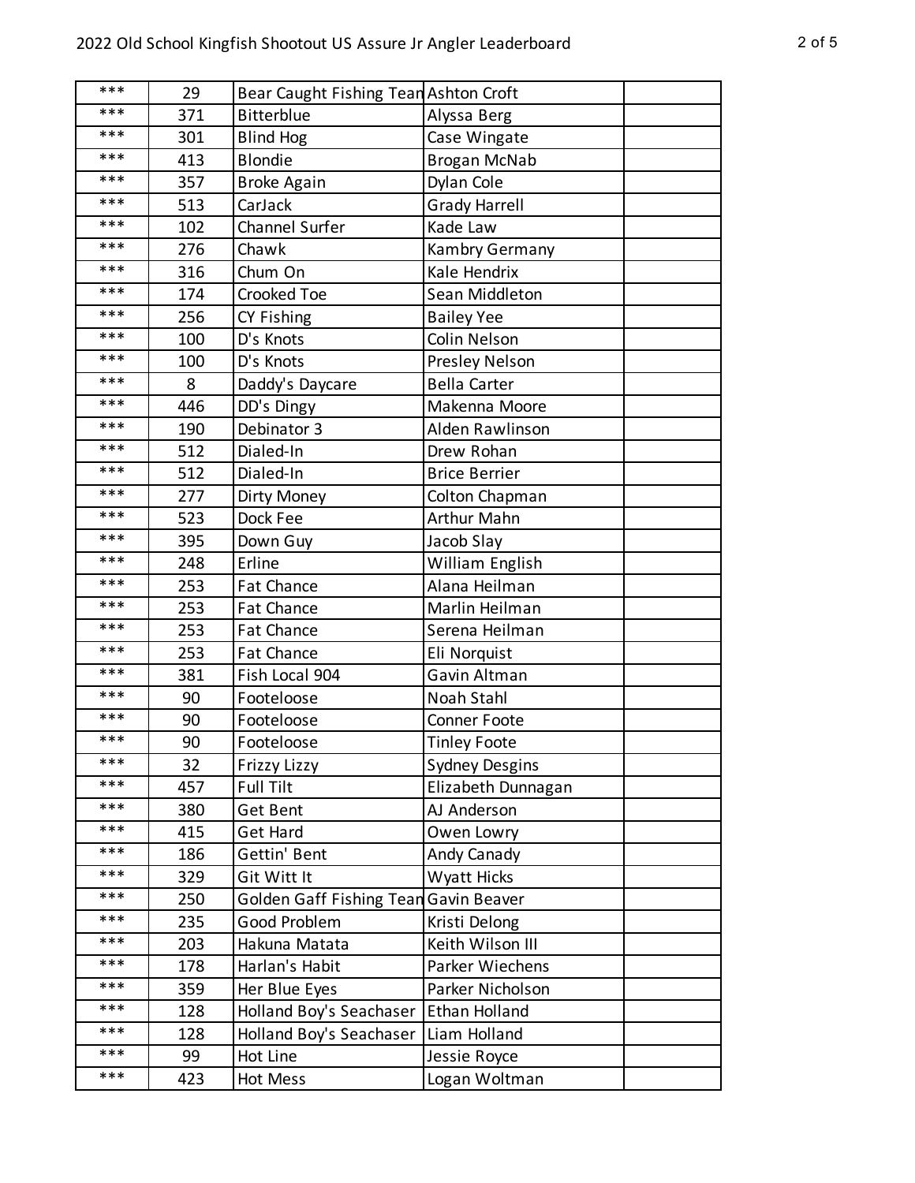| | | | | |
|---|---|---|---|---|
| *** | 29 | Bear Caught Fishing Tean | Ashton Croft | |
| *** | 371 | Bitterblue | Alyssa Berg | |
| *** | 301 | Blind Hog | Case Wingate | |
| *** | 413 | Blondie | Brogan McNab | |
| *** | 357 | Broke Again | Dylan Cole | |
| *** | 513 | CarJack | Grady Harrell | |
| *** | 102 | Channel Surfer | Kade Law | |
| *** | 276 | Chawk | Kambry Germany | |
| *** | 316 | Chum On | Kale Hendrix | |
| *** | 174 | Crooked Toe | Sean Middleton | |
| *** | 256 | CY Fishing | Bailey Yee | |
| *** | 100 | D's Knots | Colin Nelson | |
| *** | 100 | D's Knots | Presley Nelson | |
| *** | 8 | Daddy's Daycare | Bella Carter | |
| *** | 446 | DD's Dingy | Makenna Moore | |
| *** | 190 | Debinator 3 | Alden Rawlinson | |
| *** | 512 | Dialed-In | Drew Rohan | |
| *** | 512 | Dialed-In | Brice Berrier | |
| *** | 277 | Dirty Money | Colton Chapman | |
| *** | 523 | Dock Fee | Arthur Mahn | |
| *** | 395 | Down Guy | Jacob Slay | |
| *** | 248 | Erline | William English | |
| *** | 253 | Fat Chance | Alana Heilman | |
| *** | 253 | Fat Chance | Marlin Heilman | |
| *** | 253 | Fat Chance | Serena Heilman | |
| *** | 253 | Fat Chance | Eli Norquist | |
| *** | 381 | Fish Local 904 | Gavin Altman | |
| *** | 90 | Footeloose | Noah Stahl | |
| *** | 90 | Footeloose | Conner Foote | |
| *** | 90 | Footeloose | Tinley Foote | |
| *** | 32 | Frizzy Lizzy | Sydney Desgins | |
| *** | 457 | Full Tilt | Elizabeth Dunnagan | |
| *** | 380 | Get Bent | AJ Anderson | |
| *** | 415 | Get Hard | Owen Lowry | |
| *** | 186 | Gettin' Bent | Andy Canady | |
| *** | 329 | Git Witt It | Wyatt Hicks | |
| *** | 250 | Golden Gaff Fishing Tean | Gavin Beaver | |
| *** | 235 | Good Problem | Kristi Delong | |
| *** | 203 | Hakuna Matata | Keith Wilson III | |
| *** | 178 | Harlan's Habit | Parker Wiechens | |
| *** | 359 | Her Blue Eyes | Parker Nicholson | |
| *** | 128 | Holland Boy's Seachaser | Ethan Holland | |
| *** | 128 | Holland Boy's Seachaser | Liam Holland | |
| *** | 99 | Hot Line | Jessie Royce | |
| *** | 423 | Hot Mess | Logan Woltman | |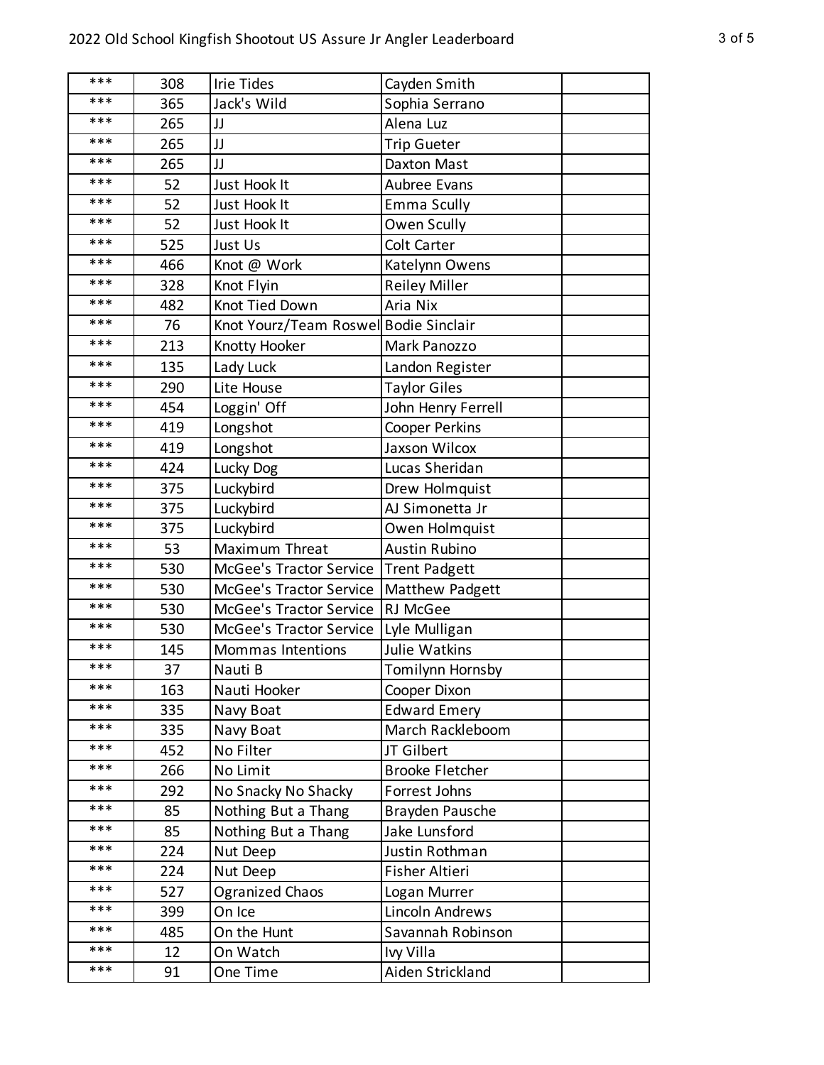| | | | | |
|---|---|---|---|---|
| *** | 308 | Irie Tides | Cayden Smith | |
| *** | 365 | Jack's Wild | Sophia Serrano | |
| *** | 265 | JJ | Alena Luz | |
| *** | 265 | JJ | Trip Gueter | |
| *** | 265 | JJ | Daxton Mast | |
| *** | 52 | Just Hook It | Aubree Evans | |
| *** | 52 | Just Hook It | Emma Scully | |
| *** | 52 | Just Hook It | Owen Scully | |
| *** | 525 | Just Us | Colt Carter | |
| *** | 466 | Knot @ Work | Katelynn Owens | |
| *** | 328 | Knot Flyin | Reiley Miller | |
| *** | 482 | Knot Tied Down | Aria Nix | |
| *** | 76 | Knot Yourz/Team Roswel | Bodie Sinclair | |
| *** | 213 | Knotty Hooker | Mark Panozzo | |
| *** | 135 | Lady Luck | Landon Register | |
| *** | 290 | Lite House | Taylor Giles | |
| *** | 454 | Loggin' Off | John Henry Ferrell | |
| *** | 419 | Longshot | Cooper Perkins | |
| *** | 419 | Longshot | Jaxson Wilcox | |
| *** | 424 | Lucky Dog | Lucas Sheridan | |
| *** | 375 | Luckybird | Drew Holmquist | |
| *** | 375 | Luckybird | AJ Simonetta Jr | |
| *** | 375 | Luckybird | Owen Holmquist | |
| *** | 53 | Maximum Threat | Austin Rubino | |
| *** | 530 | McGee's Tractor Service | Trent Padgett | |
| *** | 530 | McGee's Tractor Service | Matthew Padgett | |
| *** | 530 | McGee's Tractor Service | RJ McGee | |
| *** | 530 | McGee's Tractor Service | Lyle Mulligan | |
| *** | 145 | Mommas Intentions | Julie Watkins | |
| *** | 37 | Nauti B | Tomilynn Hornsby | |
| *** | 163 | Nauti Hooker | Cooper Dixon | |
| *** | 335 | Navy Boat | Edward Emery | |
| *** | 335 | Navy Boat | March Rackleboom | |
| *** | 452 | No Filter | JT Gilbert | |
| *** | 266 | No Limit | Brooke Fletcher | |
| *** | 292 | No Snacky No Shacky | Forrest Johns | |
| *** | 85 | Nothing But a Thang | Brayden Pausche | |
| *** | 85 | Nothing But a Thang | Jake Lunsford | |
| *** | 224 | Nut Deep | Justin Rothman | |
| *** | 224 | Nut Deep | Fisher Altieri | |
| *** | 527 | Ogranized Chaos | Logan Murrer | |
| *** | 399 | On Ice | Lincoln Andrews | |
| *** | 485 | On the Hunt | Savannah Robinson | |
| *** | 12 | On Watch | Ivy Villa | |
| *** | 91 | One Time | Aiden Strickland | |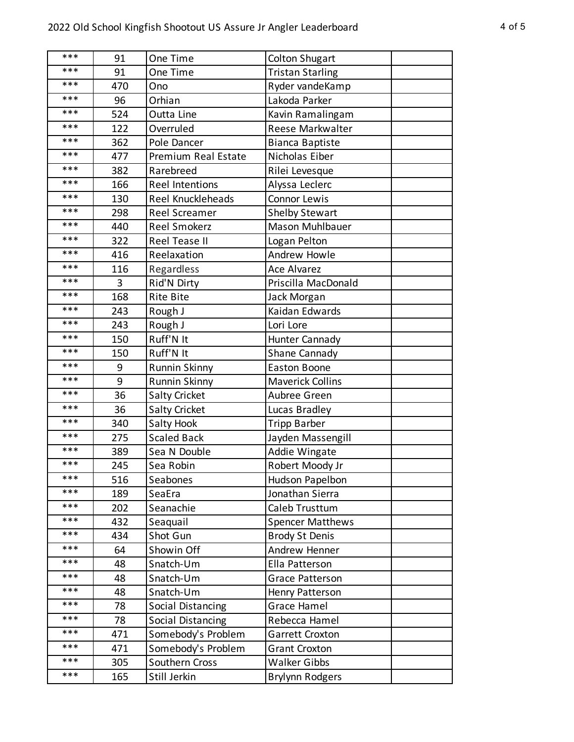| | | | | |
|---|---|---|---|---|
| *** | 91 | One Time | Colton Shugart | |
| *** | 91 | One Time | Tristan Starling | |
| *** | 470 | Ono | Ryder vandeKamp | |
| *** | 96 | Orhian | Lakoda Parker | |
| *** | 524 | Outta Line | Kavin Ramalingam | |
| *** | 122 | Overruled | Reese Markwalter | |
| *** | 362 | Pole Dancer | Bianca Baptiste | |
| *** | 477 | Premium Real Estate | Nicholas Eiber | |
| *** | 382 | Rarebreed | Rilei Levesque | |
| *** | 166 | Reel Intentions | Alyssa Leclerc | |
| *** | 130 | Reel Knuckleheads | Connor Lewis | |
| *** | 298 | Reel Screamer | Shelby Stewart | |
| *** | 440 | Reel Smokerz | Mason Muhlbauer | |
| *** | 322 | Reel Tease II | Logan Pelton | |
| *** | 416 | Reelaxation | Andrew Howle | |
| *** | 116 | Regardless | Ace Alvarez | |
| *** | 3 | Rid'N Dirty | Priscilla MacDonald | |
| *** | 168 | Rite Bite | Jack Morgan | |
| *** | 243 | Rough J | Kaidan Edwards | |
| *** | 243 | Rough J | Lori Lore | |
| *** | 150 | Ruff'N It | Hunter Cannady | |
| *** | 150 | Ruff'N It | Shane Cannady | |
| *** | 9 | Runnin Skinny | Easton Boone | |
| *** | 9 | Runnin Skinny | Maverick Collins | |
| *** | 36 | Salty Cricket | Aubree Green | |
| *** | 36 | Salty Cricket | Lucas Bradley | |
| *** | 340 | Salty Hook | Tripp Barber | |
| *** | 275 | Scaled Back | Jayden Massengill | |
| *** | 389 | Sea N Double | Addie Wingate | |
| *** | 245 | Sea Robin | Robert Moody Jr | |
| *** | 516 | Seabones | Hudson Papelbon | |
| *** | 189 | SeaEra | Jonathan Sierra | |
| *** | 202 | Seanachie | Caleb Trusttum | |
| *** | 432 | Seaquail | Spencer Matthews | |
| *** | 434 | Shot Gun | Brody St Denis | |
| *** | 64 | Showin Off | Andrew Henner | |
| *** | 48 | Snatch-Um | Ella Patterson | |
| *** | 48 | Snatch-Um | Grace Patterson | |
| *** | 48 | Snatch-Um | Henry Patterson | |
| *** | 78 | Social Distancing | Grace Hamel | |
| *** | 78 | Social Distancing | Rebecca Hamel | |
| *** | 471 | Somebody's Problem | Garrett Croxton | |
| *** | 471 | Somebody's Problem | Grant Croxton | |
| *** | 305 | Southern Cross | Walker Gibbs | |
| *** | 165 | Still Jerkin | Brylynn Rodgers | |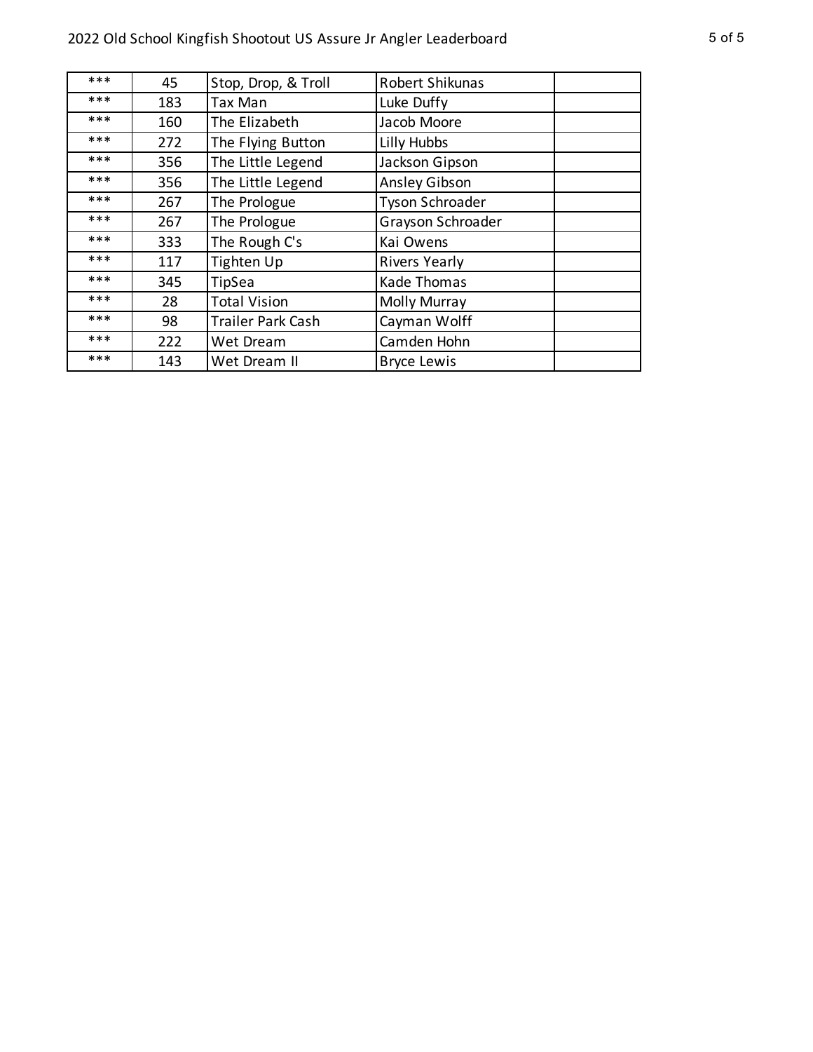| | | | | |
|---|---|---|---|---|
| *** | 45 | Stop, Drop, & Troll | Robert Shikunas | |
| *** | 183 | Tax Man | Luke Duffy | |
| *** | 160 | The Elizabeth | Jacob Moore | |
| *** | 272 | The Flying Button | Lilly Hubbs | |
| *** | 356 | The Little Legend | Jackson Gipson | |
| *** | 356 | The Little Legend | Ansley Gibson | |
| *** | 267 | The Prologue | Tyson Schroader | |
| *** | 267 | The Prologue | Grayson Schroader | |
| *** | 333 | The Rough C's | Kai Owens | |
| *** | 117 | Tighten Up | Rivers Yearly | |
| *** | 345 | TipSea | Kade Thomas | |
| *** | 28 | Total Vision | Molly Murray | |
| *** | 98 | Trailer Park Cash | Cayman Wolff | |
| *** | 222 | Wet Dream | Camden Hohn | |
| *** | 143 | Wet Dream II | Bryce Lewis | |